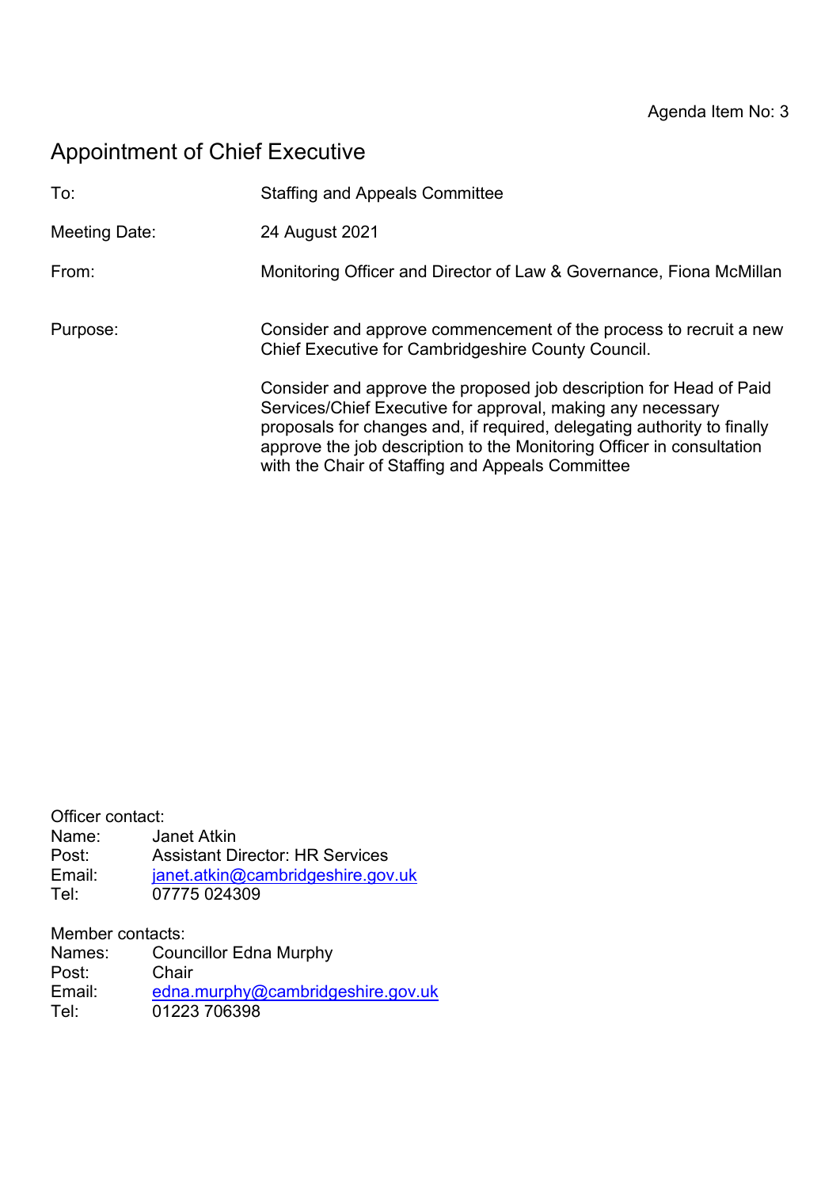Agenda Item No: 3

# Appointment of Chief Executive

To: Staffing and Appeals Committee

Meeting Date: 24 August 2021

From: Monitoring Officer and Director of Law & Governance, Fiona McMillan

Purpose: Consider and approve commencement of the process to recruit a new Chief Executive for Cambridgeshire County Council.

Consider and approve the proposed job description for Head of Paid Services/Chief Executive for approval, making any necessary proposals for changes and, if required, delegating authority to finally approve the job description to the Monitoring Officer in consultation with the Chair of Staffing and Appeals Committee

Officer contact:
Name: Janet Atkin
Post: Assistant Director: HR Services
Email: janet.atkin@cambridgeshire.gov.uk
Tel: 07775 024309

Member contacts:
Names: Councillor Edna Murphy
Post: Chair
Email: edna.murphy@cambridgeshire.gov.uk
Tel: 01223 706398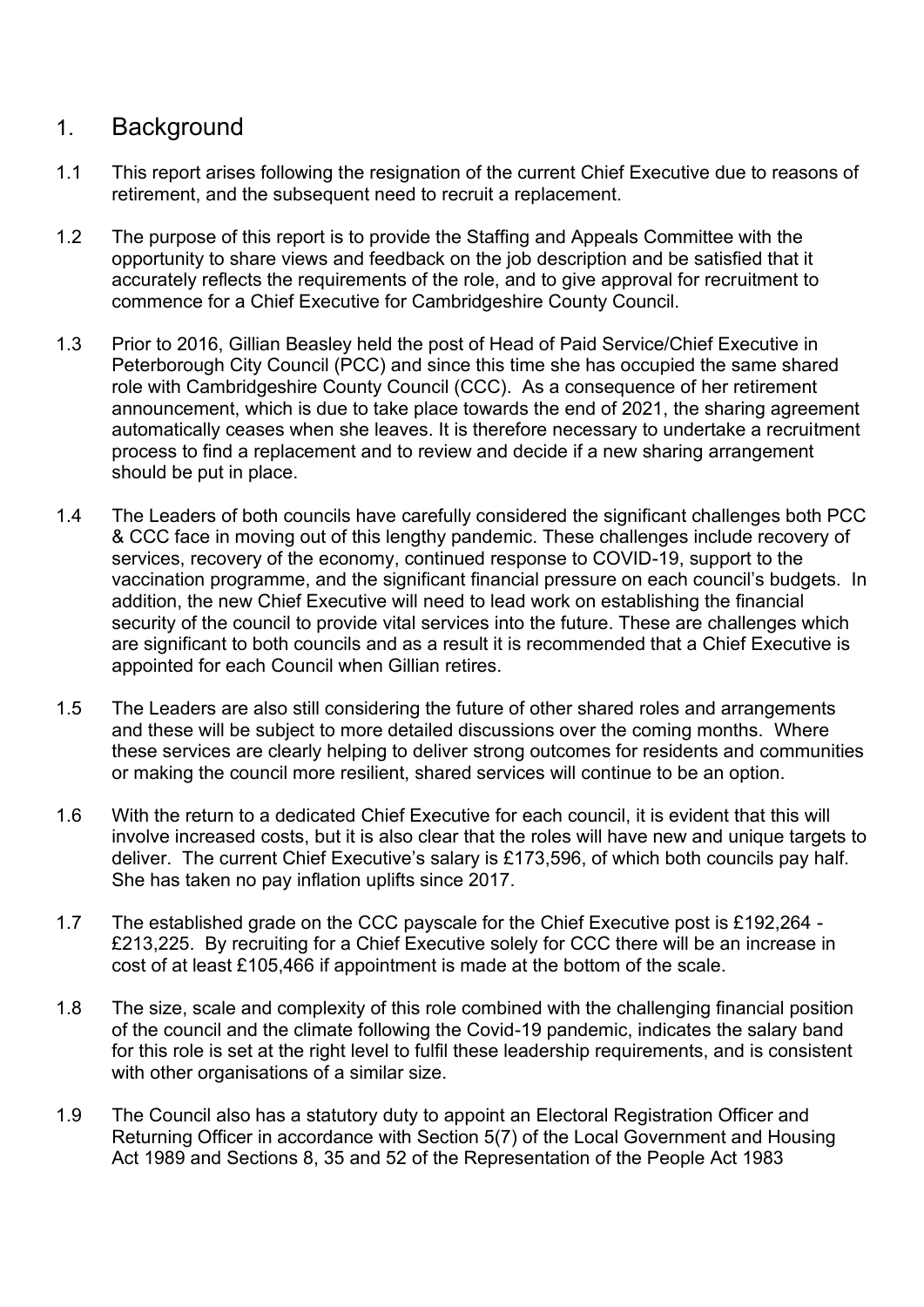## 1. Background

1.1 This report arises following the resignation of the current Chief Executive due to reasons of retirement, and the subsequent need to recruit a replacement.

1.2 The purpose of this report is to provide the Staffing and Appeals Committee with the opportunity to share views and feedback on the job description and be satisfied that it accurately reflects the requirements of the role, and to give approval for recruitment to commence for a Chief Executive for Cambridgeshire County Council.

1.3 Prior to 2016, Gillian Beasley held the post of Head of Paid Service/Chief Executive in Peterborough City Council (PCC) and since this time she has occupied the same shared role with Cambridgeshire County Council (CCC). As a consequence of her retirement announcement, which is due to take place towards the end of 2021, the sharing agreement automatically ceases when she leaves. It is therefore necessary to undertake a recruitment process to find a replacement and to review and decide if a new sharing arrangement should be put in place.

1.4 The Leaders of both councils have carefully considered the significant challenges both PCC & CCC face in moving out of this lengthy pandemic. These challenges include recovery of services, recovery of the economy, continued response to COVID-19, support to the vaccination programme, and the significant financial pressure on each council's budgets. In addition, the new Chief Executive will need to lead work on establishing the financial security of the council to provide vital services into the future. These are challenges which are significant to both councils and as a result it is recommended that a Chief Executive is appointed for each Council when Gillian retires.

1.5 The Leaders are also still considering the future of other shared roles and arrangements and these will be subject to more detailed discussions over the coming months. Where these services are clearly helping to deliver strong outcomes for residents and communities or making the council more resilient, shared services will continue to be an option.

1.6 With the return to a dedicated Chief Executive for each council, it is evident that this will involve increased costs, but it is also clear that the roles will have new and unique targets to deliver. The current Chief Executive's salary is £173,596, of which both councils pay half. She has taken no pay inflation uplifts since 2017.

1.7 The established grade on the CCC payscale for the Chief Executive post is £192,264 - £213,225. By recruiting for a Chief Executive solely for CCC there will be an increase in cost of at least £105,466 if appointment is made at the bottom of the scale.

1.8 The size, scale and complexity of this role combined with the challenging financial position of the council and the climate following the Covid-19 pandemic, indicates the salary band for this role is set at the right level to fulfil these leadership requirements, and is consistent with other organisations of a similar size.

1.9 The Council also has a statutory duty to appoint an Electoral Registration Officer and Returning Officer in accordance with Section 5(7) of the Local Government and Housing Act 1989 and Sections 8, 35 and 52 of the Representation of the People Act 1983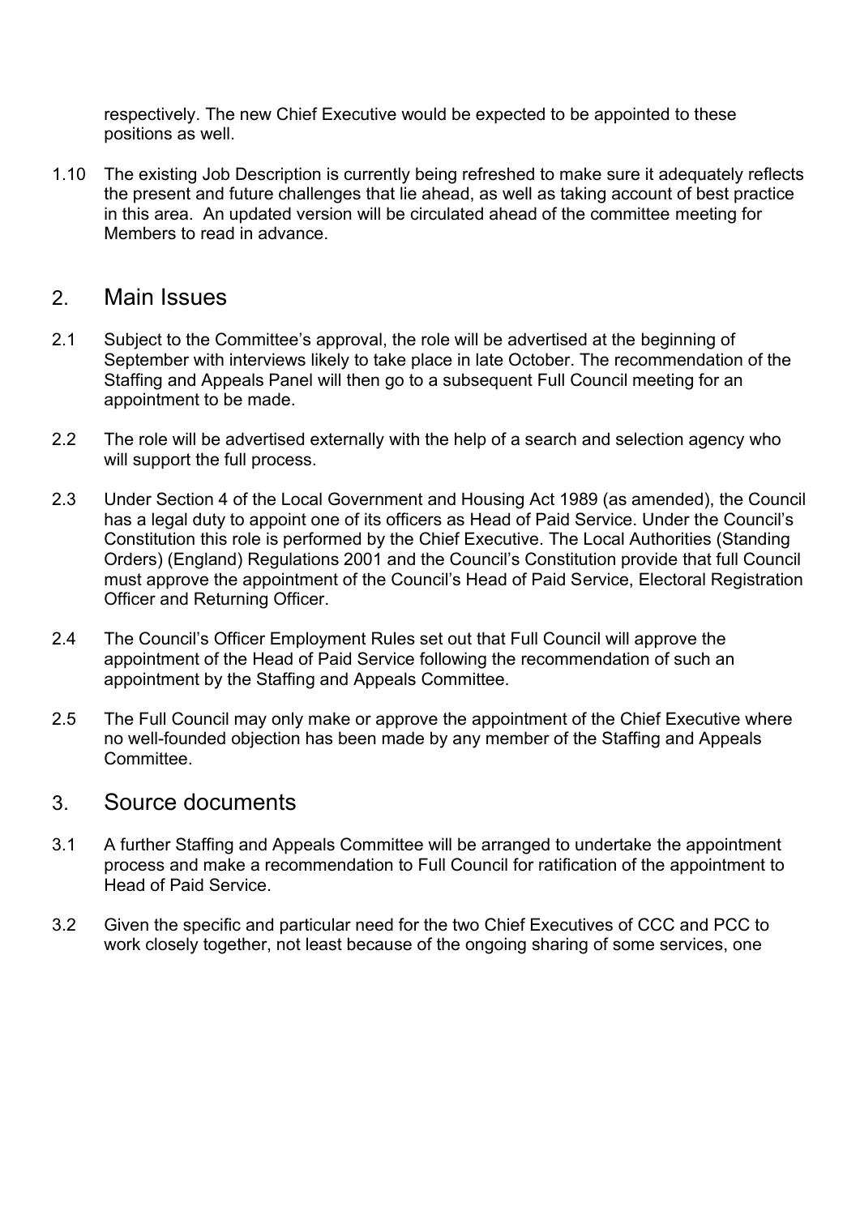respectively. The new Chief Executive would be expected to be appointed to these positions as well.

1.10 The existing Job Description is currently being refreshed to make sure it adequately reflects the present and future challenges that lie ahead, as well as taking account of best practice in this area. An updated version will be circulated ahead of the committee meeting for Members to read in advance.

## 2. Main Issues

2.1 Subject to the Committee's approval, the role will be advertised at the beginning of September with interviews likely to take place in late October. The recommendation of the Staffing and Appeals Panel will then go to a subsequent Full Council meeting for an appointment to be made.

2.2 The role will be advertised externally with the help of a search and selection agency who will support the full process.

2.3 Under Section 4 of the Local Government and Housing Act 1989 (as amended), the Council has a legal duty to appoint one of its officers as Head of Paid Service. Under the Council's Constitution this role is performed by the Chief Executive. The Local Authorities (Standing Orders) (England) Regulations 2001 and the Council's Constitution provide that full Council must approve the appointment of the Council's Head of Paid Service, Electoral Registration Officer and Returning Officer.

2.4 The Council's Officer Employment Rules set out that Full Council will approve the appointment of the Head of Paid Service following the recommendation of such an appointment by the Staffing and Appeals Committee.

2.5 The Full Council may only make or approve the appointment of the Chief Executive where no well-founded objection has been made by any member of the Staffing and Appeals Committee.

## 3. Source documents

3.1 A further Staffing and Appeals Committee will be arranged to undertake the appointment process and make a recommendation to Full Council for ratification of the appointment to Head of Paid Service.

3.2 Given the specific and particular need for the two Chief Executives of CCC and PCC to work closely together, not least because of the ongoing sharing of some services, one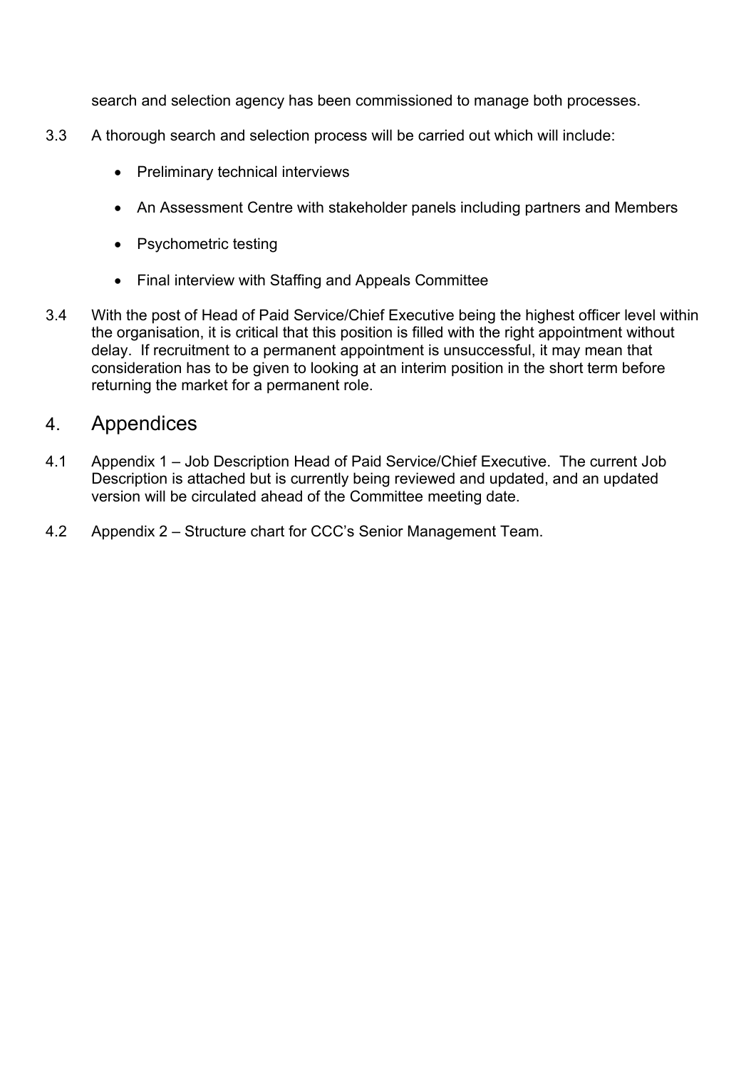search and selection agency has been commissioned to manage both processes.

3.3 A thorough search and selection process will be carried out which will include:

- Preliminary technical interviews
- An Assessment Centre with stakeholder panels including partners and Members
- Psychometric testing
- Final interview with Staffing and Appeals Committee

3.4 With the post of Head of Paid Service/Chief Executive being the highest officer level within the organisation, it is critical that this position is filled with the right appointment without delay. If recruitment to a permanent appointment is unsuccessful, it may mean that consideration has to be given to looking at an interim position in the short term before returning the market for a permanent role.

## 4. Appendices

4.1 Appendix 1 – Job Description Head of Paid Service/Chief Executive. The current Job Description is attached but is currently being reviewed and updated, and an updated version will be circulated ahead of the Committee meeting date.

4.2 Appendix 2 – Structure chart for CCC's Senior Management Team.